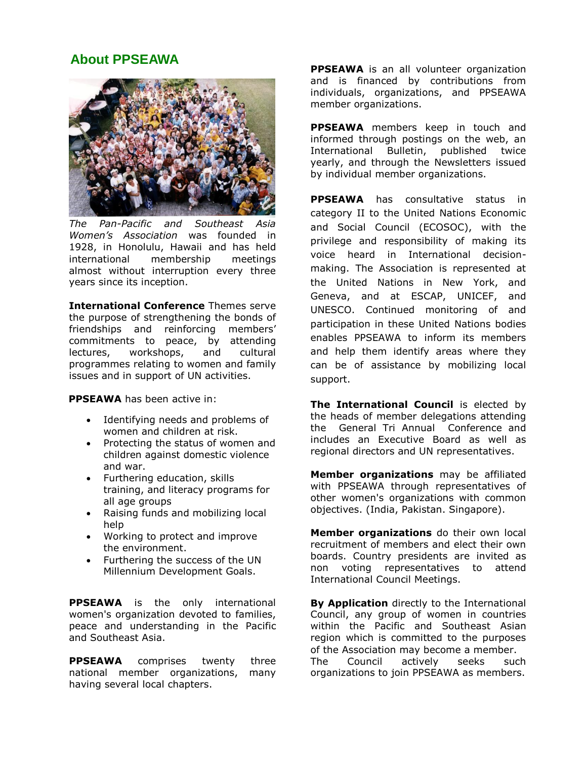## About PPSEAWA

*The Pan-Pacific and Southeast Asia Women's Association* was founded in 1928, in Honolulu, Hawaii and has held international membership meetings almost without interruption every three years since its inception.

**International Conference** Themes serve the purpose of strengthening the bonds of friendships and reinforcing members' commitments to peace, by attending lectures, workshops, and cultural programmes relating to women and family issues and in support of UN activities.

**PPSEAWA** has been active in:

- Identifying needs and problems of women and children at risk.
- Protecting the status of women and children against domestic violence and war.
- Furthering education, skills training, and literacy programs for all age groups
- Raising funds and mobilizing local help
- Working to protect and improve the environment.
- Furthering the success of the UN Millennium Development Goals.

**PPSEAWA** is the only international women's organization devoted to families, peace and understanding in the Pacific and Southeast Asia.

**PPSEAWA** comprises twenty three national member organizations, many having several local chapters.

**PPSEAWA** is an all volunteer organization and is financed by contributions from individuals, organizations, and PPSEAWA member organizations.

**PPSEAWA** members keep in touch and informed through postings on the web, an International Bulletin, published twice yearly, and through the Newsletters issued by individual member organizations.

**PPSEAWA** has consultative status in category II to the United Nations Economic and Social Council (ECOSOC), with the privilege and responsibility of making its voice heard in International decision-making. The Association is represented at the United Nations in New York, and Geneva, and at ESCAP, UNICEF, and UNESCO. Continued monitoring of and participation in these United Nations bodies enables PPSEAWA to inform its members and help them identify areas where they can be of assistance by mobilizing local support.

**The International Council** is elected by the heads of member delegations attending the General Tri Annual Conference and includes an Executive Board as well as regional directors and UN representatives.

**Member organizations** may be affiliated with PPSEAWA through representatives of other women's organizations with common objectives. (India, Pakistan. Singapore).

**Member organizations** do their own local recruitment of members and elect their own boards. Country presidents are invited as non voting representatives to attend International Council Meetings.

**By Application** directly to the International Council, any group of women in countries within the Pacific and Southeast Asian region which is committed to the purposes of the Association may become a member. The Council actively seeks such organizations to join PPSEAWA as members.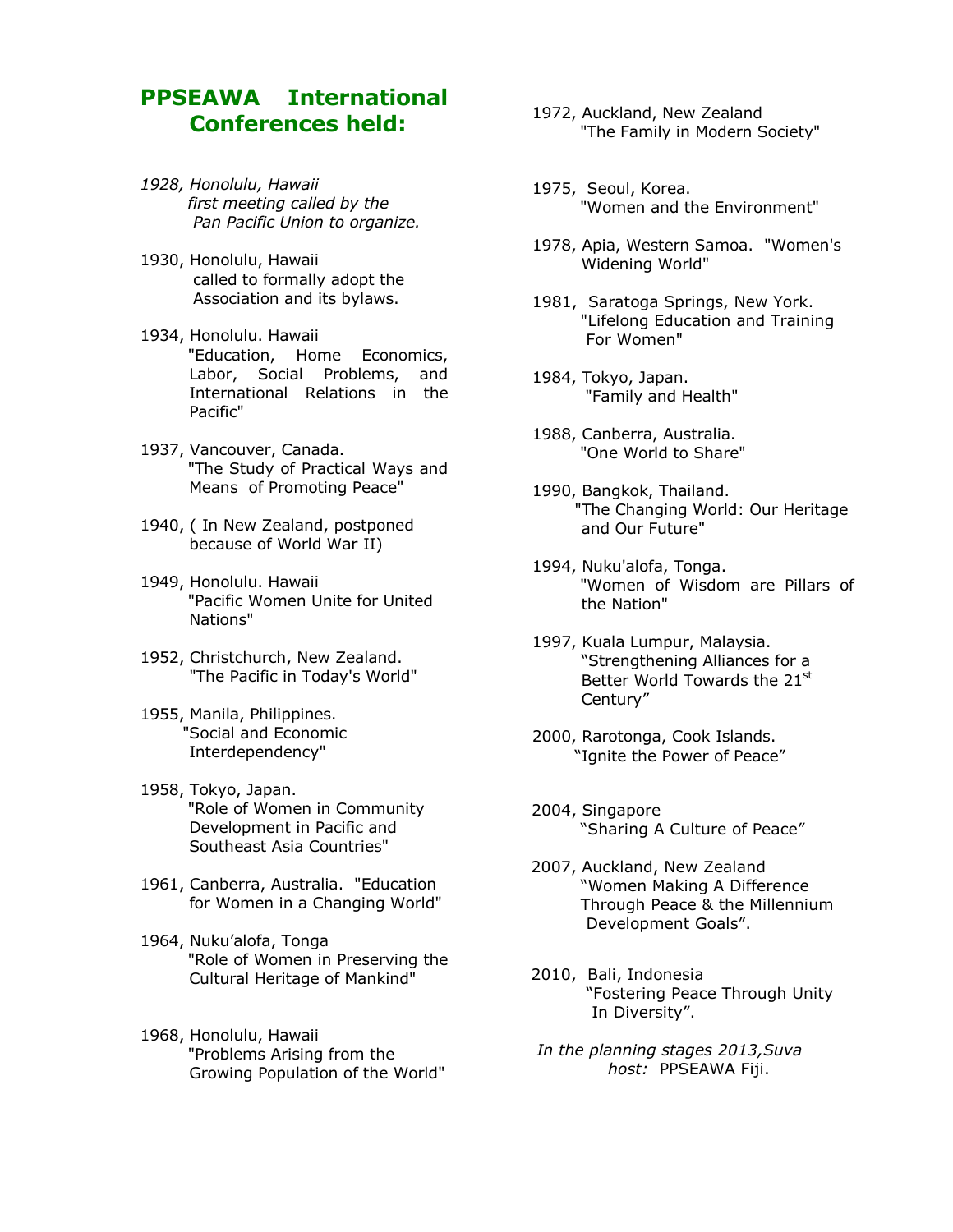## PPSEAWA International Conferences held:

*1928, Honolulu, Hawaii*
*first meeting called by the Pan Pacific Union to organize.*

1930, Honolulu, Hawaii
called to formally adopt the Association and its bylaws.

1934, Honolulu. Hawaii
"Education, Home Economics, Labor, Social Problems, and International Relations in the Pacific"

1937, Vancouver, Canada.
"The Study of Practical Ways and Means of Promoting Peace"

1940, ( In New Zealand, postponed because of World War II)

1949, Honolulu. Hawaii
"Pacific Women Unite for United Nations"

1952, Christchurch, New Zealand.
"The Pacific in Today's World"

1955, Manila, Philippines.
"Social and Economic Interdependency"

1958, Tokyo, Japan.
"Role of Women in Community Development in Pacific and Southeast Asia Countries"

1961, Canberra, Australia. "Education for Women in a Changing World"

1964, Nuku'alofa, Tonga
"Role of Women in Preserving the Cultural Heritage of Mankind"

1968, Honolulu, Hawaii
"Problems Arising from the Growing Population of the World"

1972, Auckland, New Zealand
"The Family in Modern Society"

1975, Seoul, Korea.
"Women and the Environment"

1978, Apia, Western Samoa. "Women's Widening World"

1981, Saratoga Springs, New York.
"Lifelong Education and Training For Women"

1984, Tokyo, Japan.
"Family and Health"

1988, Canberra, Australia.
"One World to Share"

1990, Bangkok, Thailand.
"The Changing World: Our Heritage and Our Future"

1994, Nuku'alofa, Tonga.
"Women of Wisdom are Pillars of the Nation"

1997, Kuala Lumpur, Malaysia.
"Strengthening Alliances for a Better World Towards the 21st Century"

2000, Rarotonga, Cook Islands.
"Ignite the Power of Peace"

2004, Singapore
"Sharing A Culture of Peace"

2007, Auckland, New Zealand
"Women Making A Difference Through Peace & the Millennium Development Goals".

2010, Bali, Indonesia
"Fostering Peace Through Unity In Diversity".

*In the planning stages 2013,Suva*
*host:* PPSEAWA Fiji.